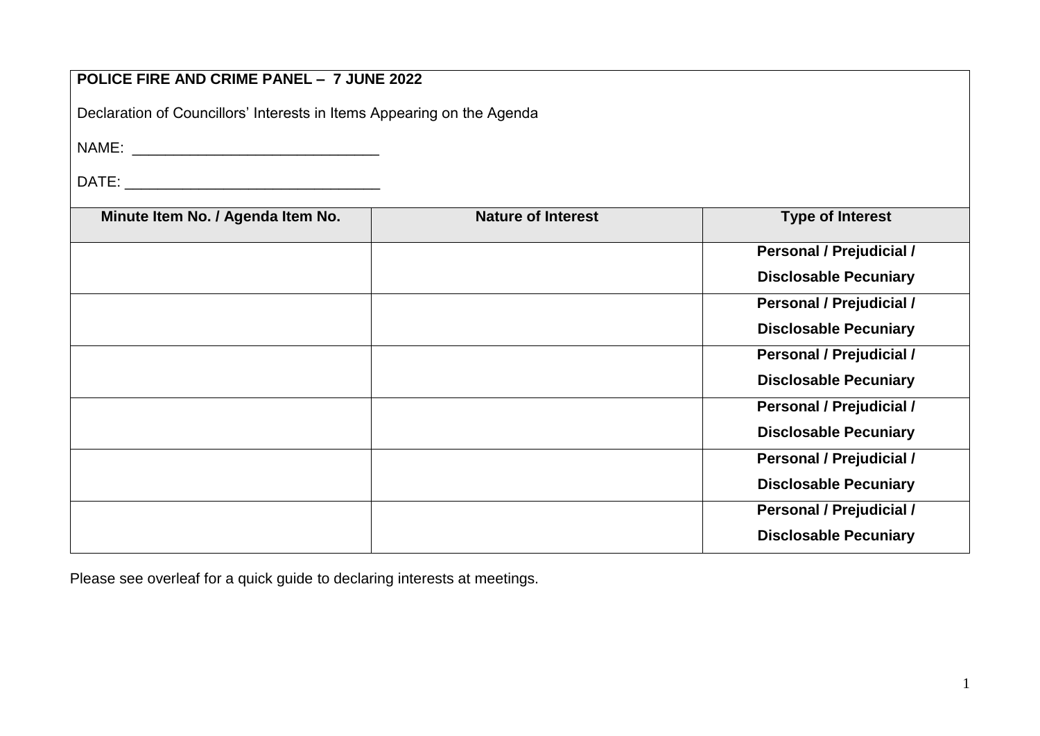**POLICE FIRE AND CRIME PANEL – 7 JUNE 2022**

Declaration of Councillors' Interests in Items Appearing on the Agenda

NAME: ______________________________

DATE: _______________________________

| Minute Item No. / Agenda Item No. | Nature of Interest | Type of Interest |
|---|---|---|
| | | **Personal / Prejudicial / Disclosable Pecuniary** |
| | | **Personal / Prejudicial / Disclosable Pecuniary** |
| | | **Personal / Prejudicial / Disclosable Pecuniary** |
| | | **Personal / Prejudicial / Disclosable Pecuniary** |
| | | **Personal / Prejudicial / Disclosable Pecuniary** |
| | | **Personal / Prejudicial / Disclosable Pecuniary** |

Please see overleaf for a quick guide to declaring interests at meetings.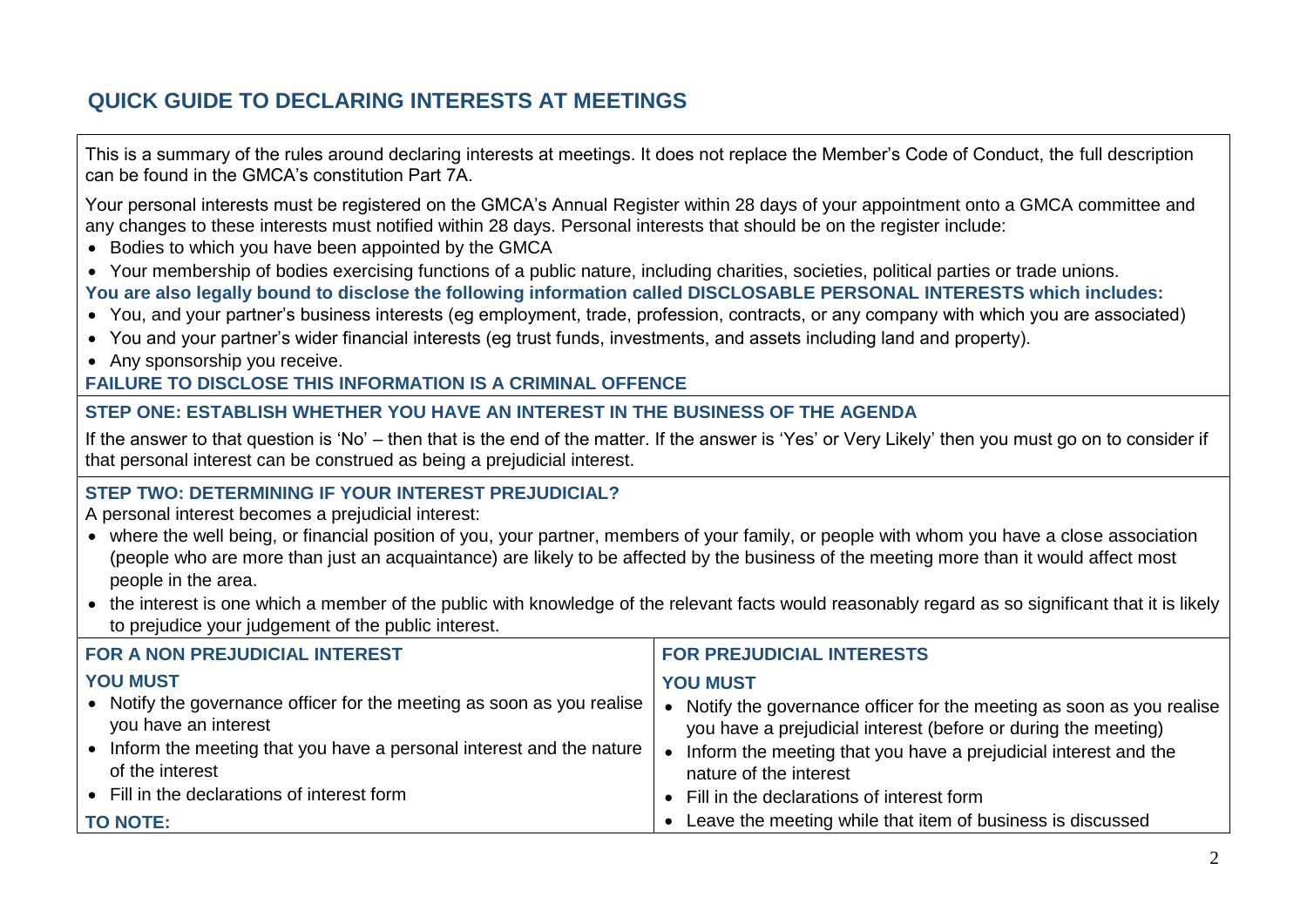## QUICK GUIDE TO DECLARING INTERESTS AT MEETINGS

This is a summary of the rules around declaring interests at meetings. It does not replace the Member's Code of Conduct, the full description can be found in the GMCA's constitution Part 7A.

Your personal interests must be registered on the GMCA's Annual Register within 28 days of your appointment onto a GMCA committee and any changes to these interests must notified within 28 days. Personal interests that should be on the register include:

- Bodies to which you have been appointed by the GMCA
- Your membership of bodies exercising functions of a public nature, including charities, societies, political parties or trade unions.

**You are also legally bound to disclose the following information called DISCLOSABLE PERSONAL INTERESTS which includes:**

- You, and your partner's business interests (eg employment, trade, profession, contracts, or any company with which you are associated)
- You and your partner's wider financial interests (eg trust funds, investments, and assets including land and property).
- Any sponsorship you receive.

**FAILURE TO DISCLOSE THIS INFORMATION IS A CRIMINAL OFFENCE**

### STEP ONE: ESTABLISH WHETHER YOU HAVE AN INTEREST IN THE BUSINESS OF THE AGENDA

If the answer to that question is 'No' – then that is the end of the matter. If the answer is 'Yes' or Very Likely' then you must go on to consider if that personal interest can be construed as being a prejudicial interest.

### STEP TWO: DETERMINING IF YOUR INTEREST PREJUDICIAL?

A personal interest becomes a prejudicial interest:

- where the well being, or financial position of you, your partner, members of your family, or people with whom you have a close association (people who are more than just an acquaintance) are likely to be affected by the business of the meeting more than it would affect most people in the area.
- the interest is one which a member of the public with knowledge of the relevant facts would reasonably regard as so significant that it is likely to prejudice your judgement of the public interest.

| FOR A NON PREJUDICIAL INTEREST | FOR PREJUDICIAL INTERESTS |
|---|---|
| **YOU MUST**<br>• Notify the governance officer for the meeting as soon as you realise you have an interest<br>• Inform the meeting that you have a personal interest and the nature of the interest<br>• Fill in the declarations of interest form<br>**TO NOTE:** | **YOU MUST**<br>• Notify the governance officer for the meeting as soon as you realise you have a prejudicial interest (before or during the meeting)<br>• Inform the meeting that you have a prejudicial interest and the nature of the interest<br>• Fill in the declarations of interest form<br>• Leave the meeting while that item of business is discussed |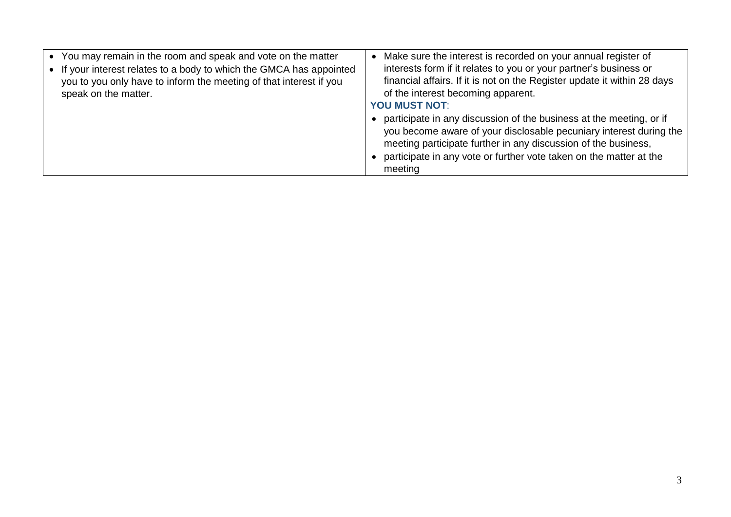| | |
|---|---|
| • You may remain in the room and speak and vote on the matter<br>• If your interest relates to a body to which the GMCA has appointed you to you only have to inform the meeting of that interest if you speak on the matter. | • Make sure the interest is recorded on your annual register of interests form if it relates to you or your partner's business or financial affairs. If it is not on the Register update it within 28 days of the interest becoming apparent.<br>**YOU MUST NOT**:<br>• participate in any discussion of the business at the meeting, or if you become aware of your disclosable pecuniary interest during the meeting participate further in any discussion of the business,<br>• participate in any vote or further vote taken on the matter at the meeting |